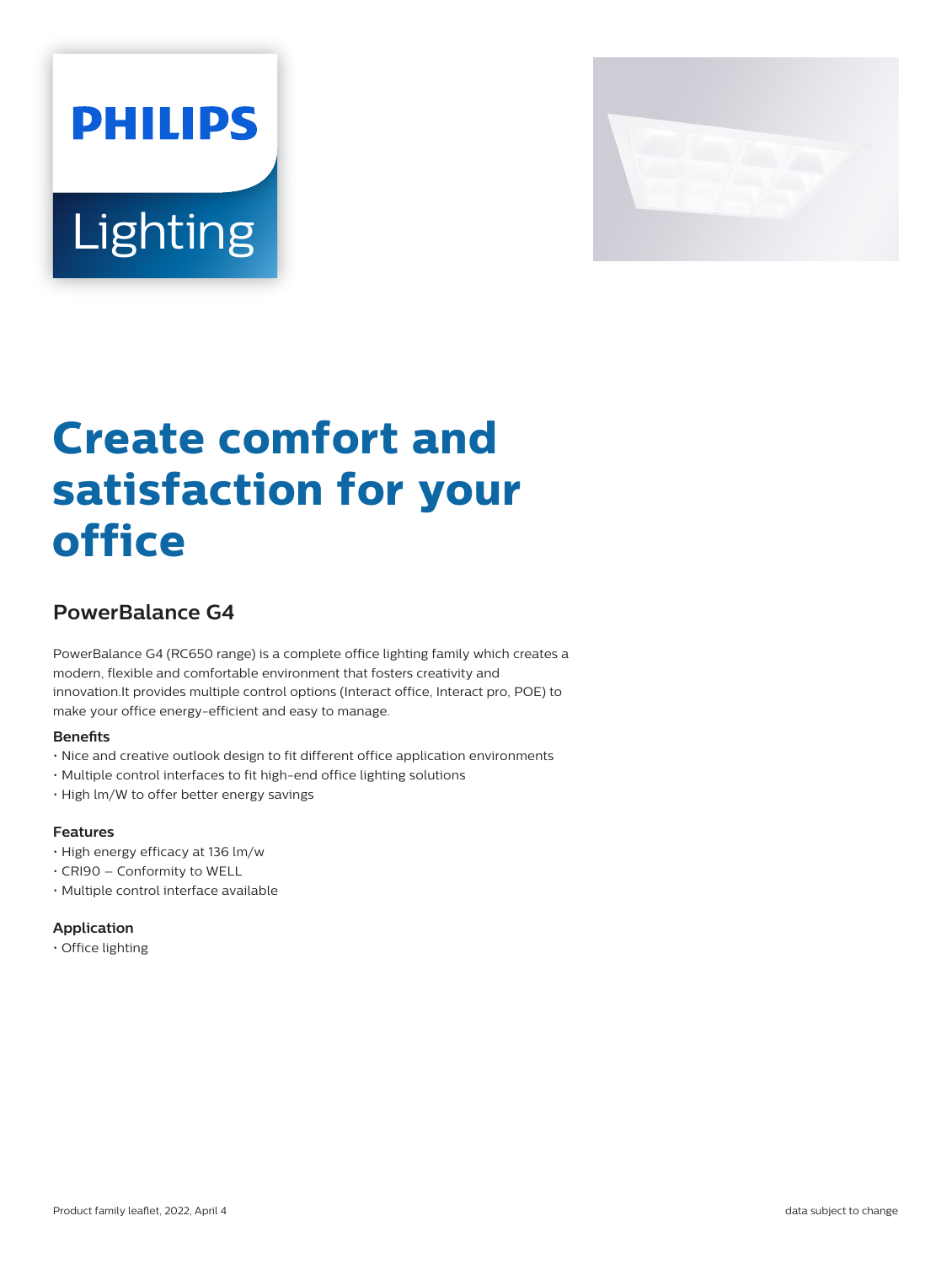PHILIPS

Lighting

# Create comfort and satisfaction for your office

## PowerBalance G4

PowerBalance G4 (RC650 range) is a complete office lighting family which creates a modern, flexible and comfortable environment that fosters creativity and innovation.It provides multiple control options (Interact office, Interact pro, POE) to make your office energy-efficient and easy to manage.

### Benefits

- Nice and creative outlook design to fit different office application environments
- Multiple control interfaces to fit high-end office lighting solutions
- High lm/W to offer better energy savings

### Features

- High energy efficacy at 136 lm/w
- CRI90 – Conformity to WELL
- Multiple control interface available

### Application

- Office lighting

Product family leaflet, 2022, April 4

data subject to change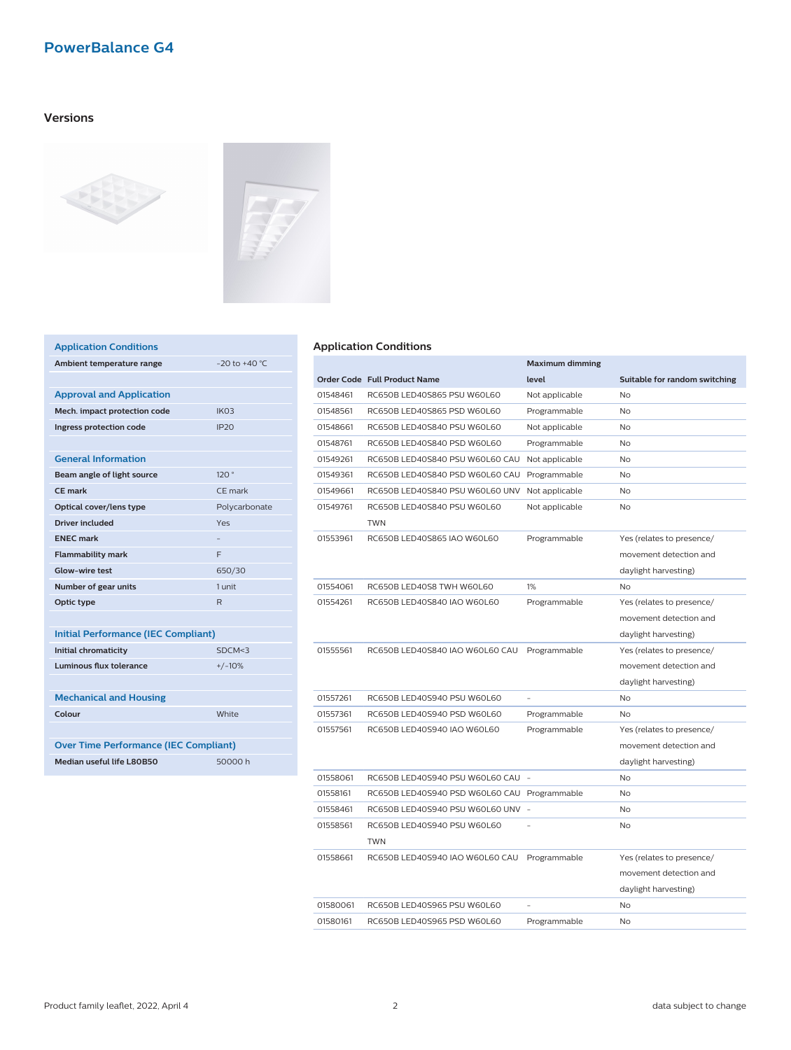# PowerBalance G4

## Versions

| Application Conditions | |
|---|---|
| Ambient temperature range | -20 to +40 °C |
| **Approval and Application** | |
| Mech. impact protection code | IK03 |
| Ingress protection code | IP20 |
| **General Information** | |
| Beam angle of light source | 120 ° |
| CE mark | CE mark |
| Optical cover/lens type | Polycarbonate |
| Driver included | Yes |
| ENEC mark | - |
| Flammability mark | F |
| Glow-wire test | 650/30 |
| Number of gear units | 1 unit |
| Optic type | R |
| **Initial Performance (IEC Compliant)** | |
| Initial chromaticity | SDCM<3 |
| Luminous flux tolerance | +/-10% |
| **Mechanical and Housing** | |
| Colour | White |
| **Over Time Performance (IEC Compliant)** | |
| Median useful life L80B50 | 50000 h |

### Application Conditions

| Order Code | Full Product Name | Maximum dimming level | Suitable for random switching |
|---|---|---|---|
| 01548461 | RC650B LED40S865 PSU W60L60 | Not applicable | No |
| 01548561 | RC650B LED40S865 PSD W60L60 | Programmable | No |
| 01548661 | RC650B LED40S840 PSU W60L60 | Not applicable | No |
| 01548761 | RC650B LED40S840 PSD W60L60 | Programmable | No |
| 01549261 | RC650B LED40S840 PSU W60L60 CAU | Not applicable | No |
| 01549361 | RC650B LED40S840 PSD W60L60 CAU | Programmable | No |
| 01549661 | RC650B LED40S840 PSU W60L60 UNV | Not applicable | No |
| 01549761 | RC650B LED40S840 PSU W60L60 TWN | Not applicable | No |
| 01553961 | RC650B LED40S865 IAO W60L60 | Programmable | Yes (relates to presence/ movement detection and daylight harvesting) |
| 01554061 | RC650B LED40S8 TWH W60L60 | 1% | No |
| 01554261 | RC650B LED40S840 IAO W60L60 | Programmable | Yes (relates to presence/ movement detection and daylight harvesting) |
| 01555561 | RC650B LED40S840 IAO W60L60 CAU | Programmable | Yes (relates to presence/ movement detection and daylight harvesting) |
| 01557261 | RC650B LED40S940 PSU W60L60 | - | No |
| 01557361 | RC650B LED40S940 PSD W60L60 | Programmable | No |
| 01557561 | RC650B LED40S940 IAO W60L60 | Programmable | Yes (relates to presence/ movement detection and daylight harvesting) |
| 01558061 | RC650B LED40S940 PSU W60L60 CAU | - | No |
| 01558161 | RC650B LED40S940 PSD W60L60 CAU | Programmable | No |
| 01558461 | RC650B LED40S940 PSU W60L60 UNV | - | No |
| 01558561 | RC650B LED40S940 PSU W60L60 TWN | - | No |
| 01558661 | RC650B LED40S940 IAO W60L60 CAU | Programmable | Yes (relates to presence/ movement detection and daylight harvesting) |
| 01580061 | RC650B LED40S965 PSU W60L60 | - | No |
| 01580161 | RC650B LED40S965 PSD W60L60 | Programmable | No |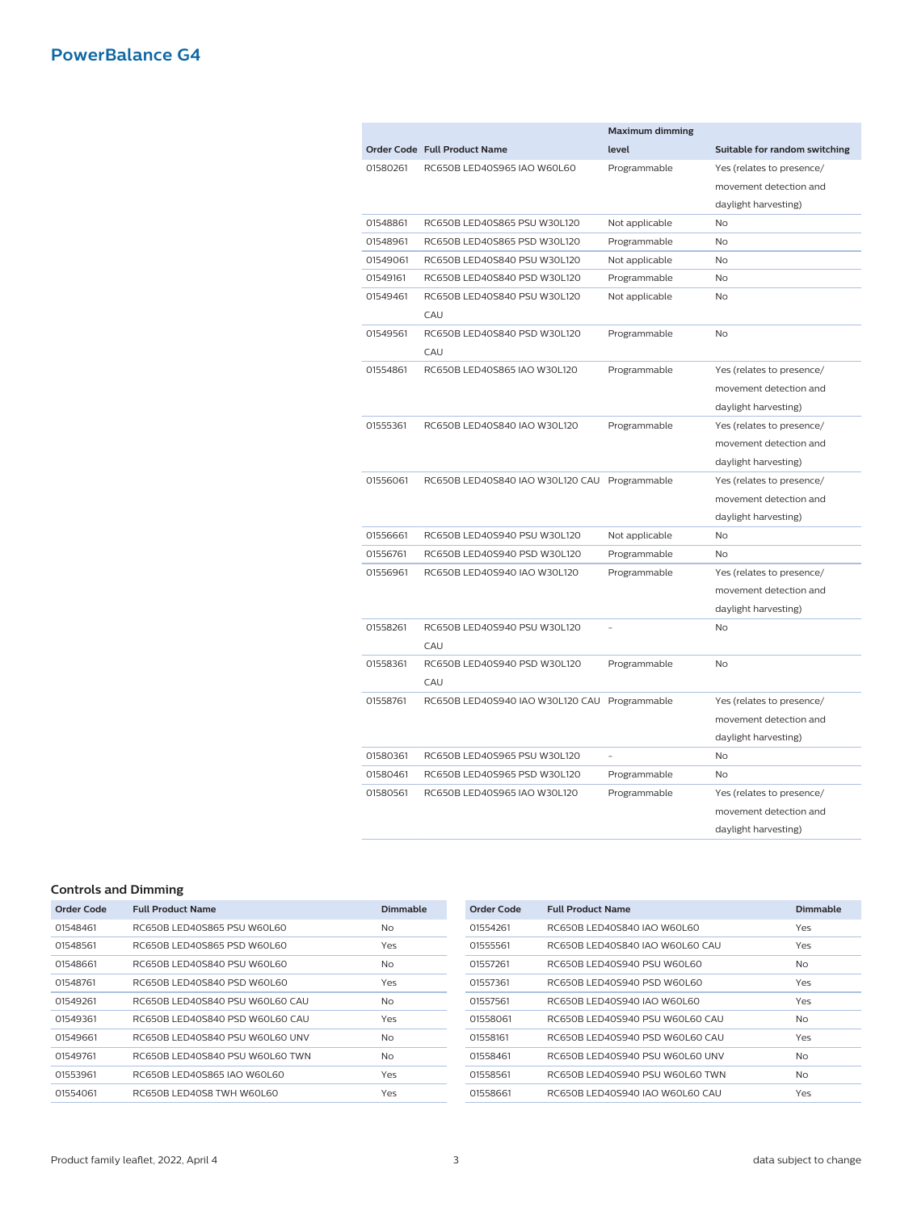## PowerBalance G4

| Order Code | Full Product Name | Maximum dimming level | Suitable for random switching |
|---|---|---|---|
| 01580261 | RC650B LED40S965 IAO W60L60 | Programmable | Yes (relates to presence/ movement detection and daylight harvesting) |
| 01548861 | RC650B LED40S865 PSU W30L120 | Not applicable | No |
| 01548961 | RC650B LED40S865 PSD W30L120 | Programmable | No |
| 01549061 | RC650B LED40S840 PSU W30L120 | Not applicable | No |
| 01549161 | RC650B LED40S840 PSD W30L120 | Programmable | No |
| 01549461 | RC650B LED40S840 PSU W30L120 CAU | Not applicable | No |
| 01549561 | RC650B LED40S840 PSD W30L120 CAU | Programmable | No |
| 01554861 | RC650B LED40S865 IAO W30L120 | Programmable | Yes (relates to presence/ movement detection and daylight harvesting) |
| 01555361 | RC650B LED40S840 IAO W30L120 | Programmable | Yes (relates to presence/ movement detection and daylight harvesting) |
| 01556061 | RC650B LED40S840 IAO W30L120 CAU | Programmable | Yes (relates to presence/ movement detection and daylight harvesting) |
| 01556661 | RC650B LED40S940 PSU W30L120 | Not applicable | No |
| 01556761 | RC650B LED40S940 PSD W30L120 | Programmable | No |
| 01556961 | RC650B LED40S940 IAO W30L120 | Programmable | Yes (relates to presence/ movement detection and daylight harvesting) |
| 01558261 | RC650B LED40S940 PSU W30L120 CAU | - | No |
| 01558361 | RC650B LED40S940 PSD W30L120 CAU | Programmable | No |
| 01558761 | RC650B LED40S940 IAO W30L120 CAU | Programmable | Yes (relates to presence/ movement detection and daylight harvesting) |
| 01580361 | RC650B LED40S965 PSU W30L120 | - | No |
| 01580461 | RC650B LED40S965 PSD W30L120 | Programmable | No |
| 01580561 | RC650B LED40S965 IAO W30L120 | Programmable | Yes (relates to presence/ movement detection and daylight harvesting) |

### Controls and Dimming

| Order Code | Full Product Name | Dimmable |
|---|---|---|
| 01548461 | RC650B LED40S865 PSU W60L60 | No |
| 01548561 | RC650B LED40S865 PSD W60L60 | Yes |
| 01548661 | RC650B LED40S840 PSU W60L60 | No |
| 01548761 | RC650B LED40S840 PSD W60L60 | Yes |
| 01549261 | RC650B LED40S840 PSU W60L60 CAU | No |
| 01549361 | RC650B LED40S840 PSD W60L60 CAU | Yes |
| 01549661 | RC650B LED40S840 PSU W60L60 UNV | No |
| 01549761 | RC650B LED40S840 PSU W60L60 TWN | No |
| 01553961 | RC650B LED40S865 IAO W60L60 | Yes |
| 01554061 | RC650B LED40S8 TWH W60L60 | Yes |

| Order Code | Full Product Name | Dimmable |
|---|---|---|
| 01554261 | RC650B LED40S840 IAO W60L60 | Yes |
| 01555561 | RC650B LED40S840 IAO W60L60 CAU | Yes |
| 01557261 | RC650B LED40S940 PSU W60L60 | No |
| 01557361 | RC650B LED40S940 PSD W60L60 | Yes |
| 01557561 | RC650B LED40S940 IAO W60L60 | Yes |
| 01558061 | RC650B LED40S940 PSU W60L60 CAU | No |
| 01558161 | RC650B LED40S940 PSD W60L60 CAU | Yes |
| 01558461 | RC650B LED40S940 PSU W60L60 UNV | No |
| 01558561 | RC650B LED40S940 PSU W60L60 TWN | No |
| 01558661 | RC650B LED40S940 IAO W60L60 CAU | Yes |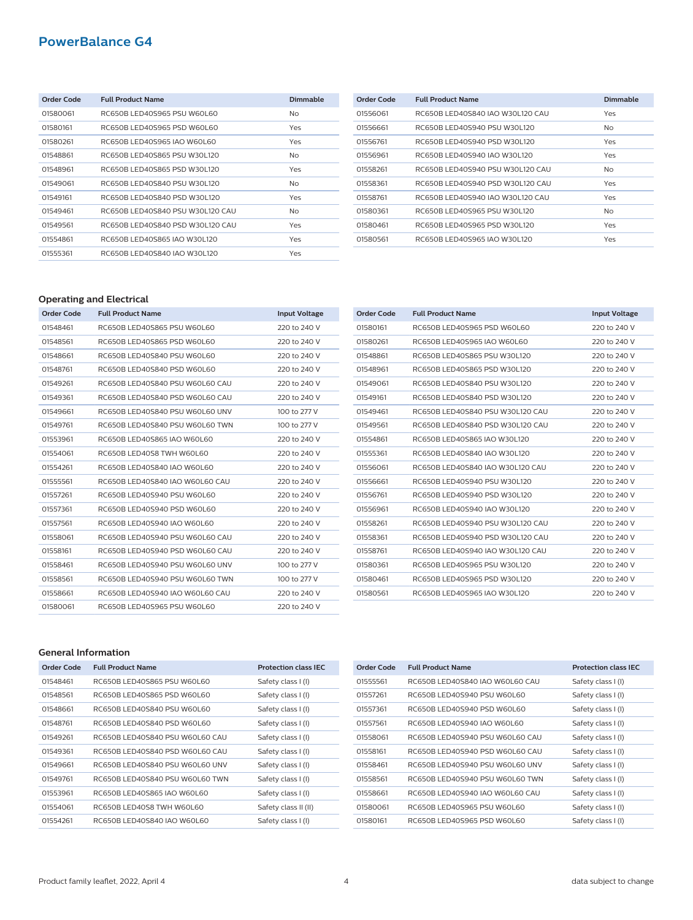## PowerBalance G4

| Order Code | Full Product Name | Dimmable |
|---|---|---|
| 01580061 | RC650B LED40S965 PSU W60L60 | No |
| 01580161 | RC650B LED40S965 PSD W60L60 | Yes |
| 01580261 | RC650B LED40S965 IAO W60L60 | Yes |
| 01548861 | RC650B LED40S865 PSU W30L120 | No |
| 01548961 | RC650B LED40S865 PSD W30L120 | Yes |
| 01549061 | RC650B LED40S840 PSU W30L120 | No |
| 01549161 | RC650B LED40S840 PSD W30L120 | Yes |
| 01549461 | RC650B LED40S840 PSU W30L120 CAU | No |
| 01549561 | RC650B LED40S840 PSD W30L120 CAU | Yes |
| 01554861 | RC650B LED40S865 IAO W30L120 | Yes |
| 01555361 | RC650B LED40S840 IAO W30L120 | Yes |
| 01556061 | RC650B LED40S840 IAO W30L120 CAU | Yes |
| 01556661 | RC650B LED40S940 PSU W30L120 | No |
| 01556761 | RC650B LED40S940 PSD W30L120 | Yes |
| 01556961 | RC650B LED40S940 IAO W30L120 | Yes |
| 01558261 | RC650B LED40S940 PSU W30L120 CAU | No |
| 01558361 | RC650B LED40S940 PSD W30L120 CAU | Yes |
| 01558761 | RC650B LED40S940 IAO W30L120 CAU | Yes |
| 01580361 | RC650B LED40S965 PSU W30L120 | No |
| 01580461 | RC650B LED40S965 PSD W30L120 | Yes |
| 01580561 | RC650B LED40S965 IAO W30L120 | Yes |

### Operating and Electrical

| Order Code | Full Product Name | Input Voltage |
|---|---|---|
| 01548461 | RC650B LED40S865 PSU W60L60 | 220 to 240 V |
| 01548561 | RC650B LED40S865 PSD W60L60 | 220 to 240 V |
| 01548661 | RC650B LED40S840 PSU W60L60 | 220 to 240 V |
| 01548761 | RC650B LED40S840 PSD W60L60 | 220 to 240 V |
| 01549261 | RC650B LED40S840 PSU W60L60 CAU | 220 to 240 V |
| 01549361 | RC650B LED40S840 PSD W60L60 CAU | 220 to 240 V |
| 01549661 | RC650B LED40S840 PSU W60L60 UNV | 100 to 277 V |
| 01549761 | RC650B LED40S840 PSU W60L60 TWN | 100 to 277 V |
| 01553961 | RC650B LED40S865 IAO W60L60 | 220 to 240 V |
| 01554061 | RC650B LED40S8 TWH W60L60 | 220 to 240 V |
| 01554261 | RC650B LED40S840 IAO W60L60 | 220 to 240 V |
| 01555561 | RC650B LED40S840 IAO W60L60 CAU | 220 to 240 V |
| 01557261 | RC650B LED40S940 PSU W60L60 | 220 to 240 V |
| 01557361 | RC650B LED40S940 PSD W60L60 | 220 to 240 V |
| 01557561 | RC650B LED40S940 IAO W60L60 | 220 to 240 V |
| 01558061 | RC650B LED40S940 PSU W60L60 CAU | 220 to 240 V |
| 01558161 | RC650B LED40S940 PSD W60L60 CAU | 220 to 240 V |
| 01558461 | RC650B LED40S940 PSU W60L60 UNV | 100 to 277 V |
| 01558561 | RC650B LED40S940 PSU W60L60 TWN | 100 to 277 V |
| 01558661 | RC650B LED40S940 IAO W60L60 CAU | 220 to 240 V |
| 01580061 | RC650B LED40S965 PSU W60L60 | 220 to 240 V |
| 01580161 | RC650B LED40S965 PSD W60L60 | 220 to 240 V |
| 01580261 | RC650B LED40S965 IAO W60L60 | 220 to 240 V |
| 01548861 | RC650B LED40S865 PSU W30L120 | 220 to 240 V |
| 01548961 | RC650B LED40S865 PSD W30L120 | 220 to 240 V |
| 01549061 | RC650B LED40S840 PSU W30L120 | 220 to 240 V |
| 01549161 | RC650B LED40S840 PSD W30L120 | 220 to 240 V |
| 01549461 | RC650B LED40S840 PSU W30L120 CAU | 220 to 240 V |
| 01549561 | RC650B LED40S840 PSD W30L120 CAU | 220 to 240 V |
| 01554861 | RC650B LED40S865 IAO W30L120 | 220 to 240 V |
| 01555361 | RC650B LED40S840 IAO W30L120 | 220 to 240 V |
| 01556061 | RC650B LED40S840 IAO W30L120 CAU | 220 to 240 V |
| 01556661 | RC650B LED40S940 PSU W30L120 | 220 to 240 V |
| 01556761 | RC650B LED40S940 PSD W30L120 | 220 to 240 V |
| 01556961 | RC650B LED40S940 IAO W30L120 | 220 to 240 V |
| 01558261 | RC650B LED40S940 PSU W30L120 CAU | 220 to 240 V |
| 01558361 | RC650B LED40S940 PSD W30L120 CAU | 220 to 240 V |
| 01558761 | RC650B LED40S940 IAO W30L120 CAU | 220 to 240 V |
| 01580361 | RC650B LED40S965 PSU W30L120 | 220 to 240 V |
| 01580461 | RC650B LED40S965 PSD W30L120 | 220 to 240 V |
| 01580561 | RC650B LED40S965 IAO W30L120 | 220 to 240 V |

### General Information

| Order Code | Full Product Name | Protection class IEC |
|---|---|---|
| 01548461 | RC650B LED40S865 PSU W60L60 | Safety class I (I) |
| 01548561 | RC650B LED40S865 PSD W60L60 | Safety class I (I) |
| 01548661 | RC650B LED40S840 PSU W60L60 | Safety class I (I) |
| 01548761 | RC650B LED40S840 PSD W60L60 | Safety class I (I) |
| 01549261 | RC650B LED40S840 PSU W60L60 CAU | Safety class I (I) |
| 01549361 | RC650B LED40S840 PSD W60L60 CAU | Safety class I (I) |
| 01549661 | RC650B LED40S840 PSU W60L60 UNV | Safety class I (I) |
| 01549761 | RC650B LED40S840 PSU W60L60 TWN | Safety class I (I) |
| 01553961 | RC650B LED40S865 IAO W60L60 | Safety class I (I) |
| 01554061 | RC650B LED40S8 TWH W60L60 | Safety class II (II) |
| 01554261 | RC650B LED40S840 IAO W60L60 | Safety class I (I) |
| 01555561 | RC650B LED40S840 IAO W60L60 CAU | Safety class I (I) |
| 01557261 | RC650B LED40S940 PSU W60L60 | Safety class I (I) |
| 01557361 | RC650B LED40S940 PSD W60L60 | Safety class I (I) |
| 01557561 | RC650B LED40S940 IAO W60L60 | Safety class I (I) |
| 01558061 | RC650B LED40S940 PSU W60L60 CAU | Safety class I (I) |
| 01558161 | RC650B LED40S940 PSD W60L60 CAU | Safety class I (I) |
| 01558461 | RC650B LED40S940 PSU W60L60 UNV | Safety class I (I) |
| 01558561 | RC650B LED40S940 PSU W60L60 TWN | Safety class I (I) |
| 01558661 | RC650B LED40S940 IAO W60L60 CAU | Safety class I (I) |
| 01580061 | RC650B LED40S965 PSU W60L60 | Safety class I (I) |
| 01580161 | RC650B LED40S965 PSD W60L60 | Safety class I (I) |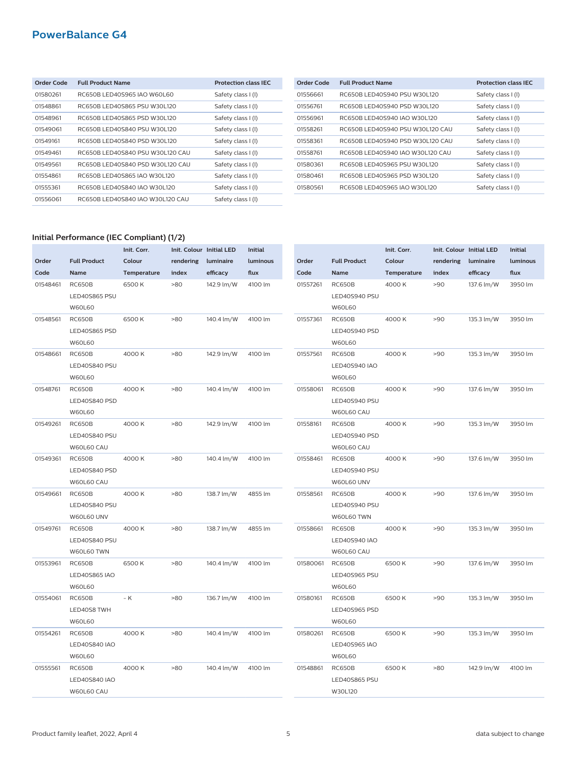## PowerBalance G4

| Order Code | Full Product Name | Protection class IEC |
|---|---|---|
| 01580261 | RC650B LED40S965 IAO W60L60 | Safety class I (I) |
| 01548861 | RC650B LED40S865 PSU W30L120 | Safety class I (I) |
| 01548961 | RC650B LED40S865 PSD W30L120 | Safety class I (I) |
| 01549061 | RC650B LED40S840 PSU W30L120 | Safety class I (I) |
| 01549161 | RC650B LED40S840 PSD W30L120 | Safety class I (I) |
| 01549461 | RC650B LED40S840 PSU W30L120 CAU | Safety class I (I) |
| 01549561 | RC650B LED40S840 PSD W30L120 CAU | Safety class I (I) |
| 01554861 | RC650B LED40S865 IAO W30L120 | Safety class I (I) |
| 01555361 | RC650B LED40S840 IAO W30L120 | Safety class I (I) |
| 01556061 | RC650B LED40S840 IAO W30L120 CAU | Safety class I (I) |
| 01556661 | RC650B LED40S940 PSU W30L120 | Safety class I (I) |
| 01556761 | RC650B LED40S940 PSD W30L120 | Safety class I (I) |
| 01556961 | RC650B LED40S940 IAO W30L120 | Safety class I (I) |
| 01558261 | RC650B LED40S940 PSU W30L120 CAU | Safety class I (I) |
| 01558361 | RC650B LED40S940 PSD W30L120 CAU | Safety class I (I) |
| 01558761 | RC650B LED40S940 IAO W30L120 CAU | Safety class I (I) |
| 01580361 | RC650B LED40S965 PSU W30L120 | Safety class I (I) |
| 01580461 | RC650B LED40S965 PSD W30L120 | Safety class I (I) |
| 01580561 | RC650B LED40S965 IAO W30L120 | Safety class I (I) |

### Initial Performance (IEC Compliant) (1/2)

| Order Code | Full Product Name | Init. Corr. Colour Temperature | Init. Colour rendering index | Initial LED luminaire efficacy | Initial luminous flux |
|---|---|---|---|---|---|
| 01548461 | RC650B LED40S865 PSU W60L60 | 6500 K | >80 | 142.9 lm/W | 4100 lm |
| 01548561 | RC650B LED40S865 PSD W60L60 | 6500 K | >80 | 140.4 lm/W | 4100 lm |
| 01548661 | RC650B LED40S840 PSU W60L60 | 4000 K | >80 | 142.9 lm/W | 4100 lm |
| 01548761 | RC650B LED40S840 PSD W60L60 | 4000 K | >80 | 140.4 lm/W | 4100 lm |
| 01549261 | RC650B LED40S840 PSU W60L60 CAU | 4000 K | >80 | 142.9 lm/W | 4100 lm |
| 01549361 | RC650B LED40S840 PSD W60L60 CAU | 4000 K | >80 | 140.4 lm/W | 4100 lm |
| 01549661 | RC650B LED40S840 PSU W60L60 UNV | 4000 K | >80 | 138.7 lm/W | 4855 lm |
| 01549761 | RC650B LED40S840 PSU W60L60 TWN | 4000 K | >80 | 138.7 lm/W | 4855 lm |
| 01553961 | RC650B LED40S865 IAO W60L60 | 6500 K | >80 | 140.4 lm/W | 4100 lm |
| 01554061 | RC650B LED40S8 TWH W60L60 | - K | >80 | 136.7 lm/W | 4100 lm |
| 01554261 | RC650B LED40S840 IAO W60L60 | 4000 K | >80 | 140.4 lm/W | 4100 lm |
| 01555561 | RC650B LED40S840 IAO W60L60 CAU | 4000 K | >80 | 140.4 lm/W | 4100 lm |
| 01557261 | RC650B LED40S940 PSU W60L60 | 4000 K | >90 | 137.6 lm/W | 3950 lm |
| 01557361 | RC650B LED40S940 PSD W60L60 | 4000 K | >90 | 135.3 lm/W | 3950 lm |
| 01557561 | RC650B LED40S940 IAO W60L60 | 4000 K | >90 | 135.3 lm/W | 3950 lm |
| 01558061 | RC650B LED40S940 PSU W60L60 CAU | 4000 K | >90 | 137.6 lm/W | 3950 lm |
| 01558161 | RC650B LED40S940 PSD W60L60 CAU | 4000 K | >90 | 135.3 lm/W | 3950 lm |
| 01558461 | RC650B LED40S940 PSU W60L60 UNV | 4000 K | >90 | 137.6 lm/W | 3950 lm |
| 01558561 | RC650B LED40S940 PSU W60L60 TWN | 4000 K | >90 | 137.6 lm/W | 3950 lm |
| 01558661 | RC650B LED40S940 IAO W60L60 CAU | 4000 K | >90 | 135.3 lm/W | 3950 lm |
| 01580061 | RC650B LED40S965 PSU W60L60 | 6500 K | >90 | 137.6 lm/W | 3950 lm |
| 01580161 | RC650B LED40S965 PSD W60L60 | 6500 K | >90 | 135.3 lm/W | 3950 lm |
| 01580261 | RC650B LED40S965 IAO W60L60 | 6500 K | >90 | 135.3 lm/W | 3950 lm |
| 01548861 | RC650B LED40S865 PSU W30L120 | 6500 K | >80 | 142.9 lm/W | 4100 lm |

Product family leaflet, 2022, April 4

data subject to change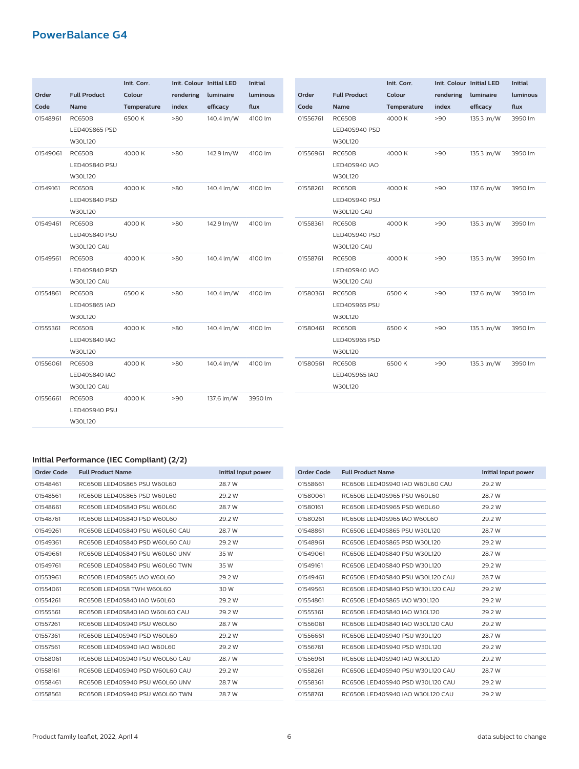## PowerBalance G4

| Order Code | Full Product Name | Init. Corr. Colour Temperature | Init. Colour rendering index | Initial LED luminaire efficacy | Initial luminous flux |
|---|---|---|---|---|---|
| 01548961 | RC650B LED40S865 PSD W30L120 | 6500 K | >80 | 140.4 lm/W | 4100 lm |
| 01549061 | RC650B LED40S840 PSU W30L120 | 4000 K | >80 | 142.9 lm/W | 4100 lm |
| 01549161 | RC650B LED40S840 PSD W30L120 | 4000 K | >80 | 140.4 lm/W | 4100 lm |
| 01549461 | RC650B LED40S840 PSU W30L120 CAU | 4000 K | >80 | 142.9 lm/W | 4100 lm |
| 01549561 | RC650B LED40S840 PSD W30L120 CAU | 4000 K | >80 | 140.4 lm/W | 4100 lm |
| 01554861 | RC650B LED40S865 IAO W30L120 | 6500 K | >80 | 140.4 lm/W | 4100 lm |
| 01555361 | RC650B LED40S840 IAO W30L120 | 4000 K | >80 | 140.4 lm/W | 4100 lm |
| 01556061 | RC650B LED40S840 IAO W30L120 CAU | 4000 K | >80 | 140.4 lm/W | 4100 lm |
| 01556661 | RC650B LED40S940 PSU W30L120 | 4000 K | >90 | 137.6 lm/W | 3950 lm |
| 01556761 | RC650B LED40S940 PSD W30L120 | 4000 K | >90 | 135.3 lm/W | 3950 lm |
| 01556961 | RC650B LED40S940 IAO W30L120 | 4000 K | >90 | 135.3 lm/W | 3950 lm |
| 01558261 | RC650B LED40S940 PSU W30L120 CAU | 4000 K | >90 | 137.6 lm/W | 3950 lm |
| 01558361 | RC650B LED40S940 PSD W30L120 CAU | 4000 K | >90 | 135.3 lm/W | 3950 lm |
| 01558761 | RC650B LED40S940 IAO W30L120 CAU | 4000 K | >90 | 135.3 lm/W | 3950 lm |
| 01580361 | RC650B LED40S965 PSU W30L120 | 6500 K | >90 | 137.6 lm/W | 3950 lm |
| 01580461 | RC650B LED40S965 PSD W30L120 | 6500 K | >90 | 135.3 lm/W | 3950 lm |
| 01580561 | RC650B LED40S965 IAO W30L120 | 6500 K | >90 | 135.3 lm/W | 3950 lm |

### Initial Performance (IEC Compliant) (2/2)

| Order Code | Full Product Name | Initial input power |
|---|---|---|
| 01548461 | RC650B LED40S865 PSU W60L60 | 28.7 W |
| 01548561 | RC650B LED40S865 PSD W60L60 | 29.2 W |
| 01548661 | RC650B LED40S840 PSU W60L60 | 28.7 W |
| 01548761 | RC650B LED40S840 PSD W60L60 | 29.2 W |
| 01549261 | RC650B LED40S840 PSU W60L60 CAU | 28.7 W |
| 01549361 | RC650B LED40S840 PSD W60L60 CAU | 29.2 W |
| 01549661 | RC650B LED40S840 PSU W60L60 UNV | 35 W |
| 01549761 | RC650B LED40S840 PSU W60L60 TWN | 35 W |
| 01553961 | RC650B LED40S865 IAO W60L60 | 29.2 W |
| 01554061 | RC650B LED40S8 TWH W60L60 | 30 W |
| 01554261 | RC650B LED40S840 IAO W60L60 | 29.2 W |
| 01555561 | RC650B LED40S840 IAO W60L60 CAU | 29.2 W |
| 01557261 | RC650B LED40S940 PSU W60L60 | 28.7 W |
| 01557361 | RC650B LED40S940 PSD W60L60 | 29.2 W |
| 01557561 | RC650B LED40S940 IAO W60L60 | 29.2 W |
| 01558061 | RC650B LED40S940 PSU W60L60 CAU | 28.7 W |
| 01558161 | RC650B LED40S940 PSD W60L60 CAU | 29.2 W |
| 01558461 | RC650B LED40S940 PSU W60L60 UNV | 28.7 W |
| 01558561 | RC650B LED40S940 PSU W60L60 TWN | 28.7 W |
| 01558661 | RC650B LED40S940 IAO W60L60 CAU | 29.2 W |
| 01580061 | RC650B LED40S965 PSU W60L60 | 28.7 W |
| 01580161 | RC650B LED40S965 PSD W60L60 | 29.2 W |
| 01580261 | RC650B LED40S965 IAO W60L60 | 29.2 W |
| 01548861 | RC650B LED40S865 PSU W30L120 | 28.7 W |
| 01548961 | RC650B LED40S865 PSD W30L120 | 29.2 W |
| 01549061 | RC650B LED40S840 PSU W30L120 | 28.7 W |
| 01549161 | RC650B LED40S840 PSD W30L120 | 29.2 W |
| 01549461 | RC650B LED40S840 PSU W30L120 CAU | 28.7 W |
| 01549561 | RC650B LED40S840 PSD W30L120 CAU | 29.2 W |
| 01554861 | RC650B LED40S865 IAO W30L120 | 29.2 W |
| 01555361 | RC650B LED40S840 IAO W30L120 | 29.2 W |
| 01556061 | RC650B LED40S840 IAO W30L120 CAU | 29.2 W |
| 01556661 | RC650B LED40S940 PSU W30L120 | 28.7 W |
| 01556761 | RC650B LED40S940 PSD W30L120 | 29.2 W |
| 01556961 | RC650B LED40S940 IAO W30L120 | 29.2 W |
| 01558261 | RC650B LED40S940 PSU W30L120 CAU | 28.7 W |
| 01558361 | RC650B LED40S940 PSD W30L120 CAU | 29.2 W |
| 01558761 | RC650B LED40S940 IAO W30L120 CAU | 29.2 W |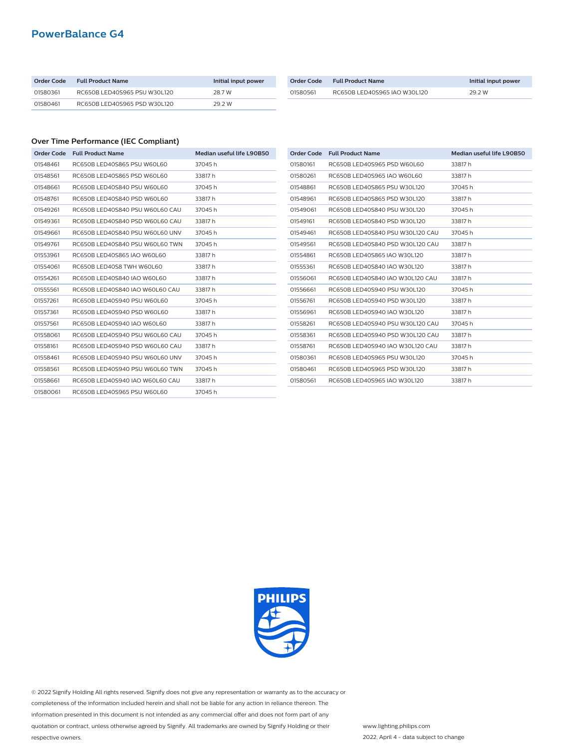## PowerBalance G4

| Order Code | Full Product Name | Initial input power |
|---|---|---|
| 01580361 | RC650B LED40S965 PSU W30L120 | 28.7 W |
| 01580461 | RC650B LED40S965 PSD W30L120 | 29.2 W |
| 01580561 | RC650B LED40S965 IAO W30L120 | 29.2 W |

### Over Time Performance (IEC Compliant)

| Order Code | Full Product Name | Median useful life L90B50 |
|---|---|---|
| 01548461 | RC650B LED40S865 PSU W60L60 | 37045 h |
| 01548561 | RC650B LED40S865 PSD W60L60 | 33817 h |
| 01548661 | RC650B LED40S840 PSU W60L60 | 37045 h |
| 01548761 | RC650B LED40S840 PSD W60L60 | 33817 h |
| 01549261 | RC650B LED40S840 PSU W60L60 CAU | 37045 h |
| 01549361 | RC650B LED40S840 PSD W60L60 CAU | 33817 h |
| 01549661 | RC650B LED40S840 PSU W60L60 UNV | 37045 h |
| 01549761 | RC650B LED40S840 PSU W60L60 TWN | 37045 h |
| 01553961 | RC650B LED40S865 IAO W60L60 | 33817 h |
| 01554061 | RC650B LED40S8 TWH W60L60 | 33817 h |
| 01554261 | RC650B LED40S840 IAO W60L60 | 33817 h |
| 01555561 | RC650B LED40S840 IAO W60L60 CAU | 33817 h |
| 01557261 | RC650B LED40S940 PSU W60L60 | 37045 h |
| 01557361 | RC650B LED40S940 PSD W60L60 | 33817 h |
| 01557561 | RC650B LED40S940 IAO W60L60 | 33817 h |
| 01558061 | RC650B LED40S940 PSU W60L60 CAU | 37045 h |
| 01558161 | RC650B LED40S940 PSD W60L60 CAU | 33817 h |
| 01558461 | RC650B LED40S940 PSU W60L60 UNV | 37045 h |
| 01558561 | RC650B LED40S940 PSU W60L60 TWN | 37045 h |
| 01558661 | RC650B LED40S940 IAO W60L60 CAU | 33817 h |
| 01580061 | RC650B LED40S965 PSU W60L60 | 37045 h |
| 01580161 | RC650B LED40S965 PSD W60L60 | 33817 h |
| 01580261 | RC650B LED40S965 IAO W60L60 | 33817 h |
| 01548861 | RC650B LED40S865 PSU W30L120 | 37045 h |
| 01548961 | RC650B LED40S865 PSD W30L120 | 33817 h |
| 01549061 | RC650B LED40S840 PSU W30L120 | 37045 h |
| 01549161 | RC650B LED40S840 PSD W30L120 | 33817 h |
| 01549461 | RC650B LED40S840 PSU W30L120 CAU | 37045 h |
| 01549561 | RC650B LED40S840 PSD W30L120 CAU | 33817 h |
| 01554861 | RC650B LED40S865 IAO W30L120 | 33817 h |
| 01555361 | RC650B LED40S840 IAO W30L120 | 33817 h |
| 01556061 | RC650B LED40S840 IAO W30L120 CAU | 33817 h |
| 01556661 | RC650B LED40S940 PSU W30L120 | 37045 h |
| 01556761 | RC650B LED40S940 PSD W30L120 | 33817 h |
| 01556961 | RC650B LED40S940 IAO W30L120 | 33817 h |
| 01558261 | RC650B LED40S940 PSU W30L120 CAU | 37045 h |
| 01558361 | RC650B LED40S940 PSD W30L120 CAU | 33817 h |
| 01558761 | RC650B LED40S940 IAO W30L120 CAU | 33817 h |
| 01580361 | RC650B LED40S965 PSU W30L120 | 37045 h |
| 01580461 | RC650B LED40S965 PSD W30L120 | 33817 h |
| 01580561 | RC650B LED40S965 IAO W30L120 | 33817 h |

PHILIPS

© 2022 Signify Holding All rights reserved. Signify does not give any representation or warranty as to the accuracy or completeness of the information included herein and shall not be liable for any action in reliance thereon. The information presented in this document is not intended as any commercial offer and does not form part of any quotation or contract, unless otherwise agreed by Signify. All trademarks are owned by Signify Holding or their respective owners.

www.lighting.philips.com

2022, April 4 - data subject to change